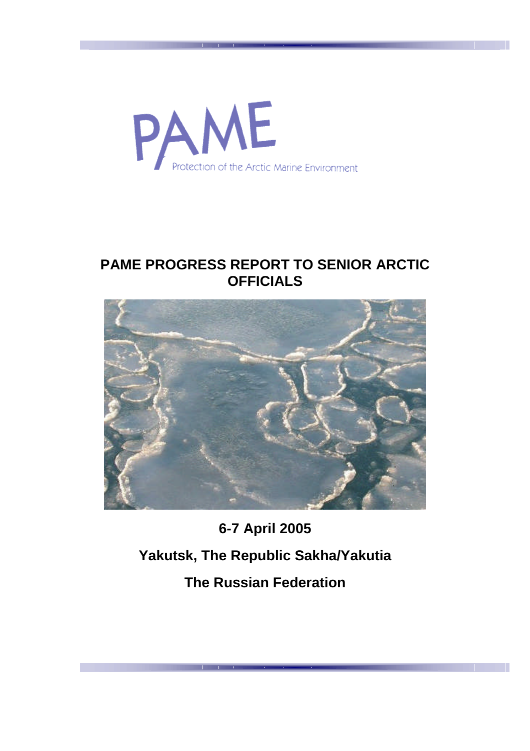PAME

Protection of the Arctic Marine Environment

# PAME PROGRESS REPORT TO SENIOR ARCTIC OFFICIALS

**6-7 April 2005**

**Yakutsk, The Republic Sakha/Yakutia**

**The Russian Federation**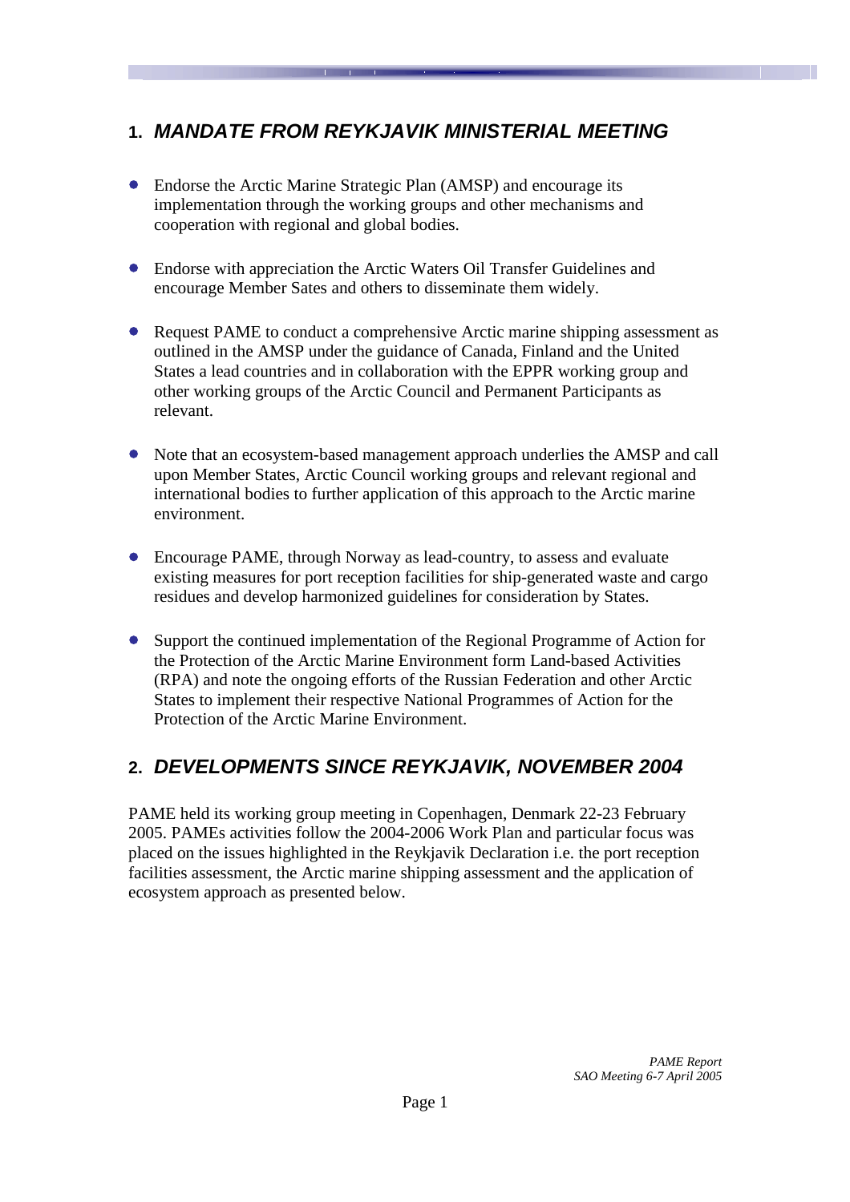## 1. *MANDATE FROM REYKJAVIK MINISTERIAL MEETING*

- Endorse the Arctic Marine Strategic Plan (AMSP) and encourage its implementation through the working groups and other mechanisms and cooperation with regional and global bodies.

- Endorse with appreciation the Arctic Waters Oil Transfer Guidelines and encourage Member Sates and others to disseminate them widely.

- Request PAME to conduct a comprehensive Arctic marine shipping assessment as outlined in the AMSP under the guidance of Canada, Finland and the United States a lead countries and in collaboration with the EPPR working group and other working groups of the Arctic Council and Permanent Participants as relevant.

- Note that an ecosystem-based management approach underlies the AMSP and call upon Member States, Arctic Council working groups and relevant regional and international bodies to further application of this approach to the Arctic marine environment.

- Encourage PAME, through Norway as lead-country, to assess and evaluate existing measures for port reception facilities for ship-generated waste and cargo residues and develop harmonized guidelines for consideration by States.

- Support the continued implementation of the Regional Programme of Action for the Protection of the Arctic Marine Environment form Land-based Activities (RPA) and note the ongoing efforts of the Russian Federation and other Arctic States to implement their respective National Programmes of Action for the Protection of the Arctic Marine Environment.

## 2. *DEVELOPMENTS SINCE REYKJAVIK, NOVEMBER 2004*

PAME held its working group meeting in Copenhagen, Denmark 22-23 February 2005. PAMEs activities follow the 2004-2006 Work Plan and particular focus was placed on the issues highlighted in the Reykjavik Declaration i.e. the port reception facilities assessment, the Arctic marine shipping assessment and the application of ecosystem approach as presented below.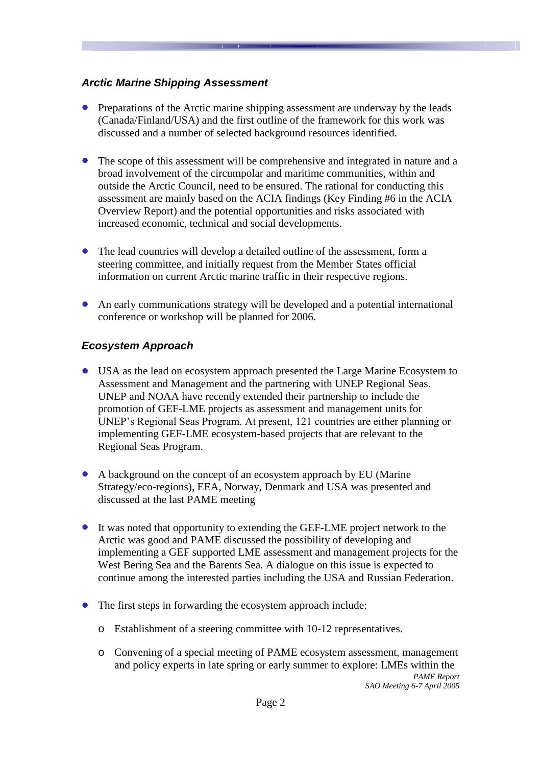### *Arctic Marine Shipping Assessment*

- Preparations of the Arctic marine shipping assessment are underway by the leads (Canada/Finland/USA) and the first outline of the framework for this work was discussed and a number of selected background resources identified.

- The scope of this assessment will be comprehensive and integrated in nature and a broad involvement of the circumpolar and maritime communities, within and outside the Arctic Council, need to be ensured. The rational for conducting this assessment are mainly based on the ACIA findings (Key Finding #6 in the ACIA Overview Report) and the potential opportunities and risks associated with increased economic, technical and social developments.

- The lead countries will develop a detailed outline of the assessment, form a steering committee, and initially request from the Member States official information on current Arctic marine traffic in their respective regions.

- An early communications strategy will be developed and a potential international conference or workshop will be planned for 2006.

### *Ecosystem Approach*

- USA as the lead on ecosystem approach presented the Large Marine Ecosystem to Assessment and Management and the partnering with UNEP Regional Seas. UNEP and NOAA have recently extended their partnership to include the promotion of GEF-LME projects as assessment and management units for UNEP's Regional Seas Program. At present, 121 countries are either planning or implementing GEF-LME ecosystem-based projects that are relevant to the Regional Seas Program.

- A background on the concept of an ecosystem approach by EU (Marine Strategy/eco-regions), EEA, Norway, Denmark and USA was presented and discussed at the last PAME meeting

- It was noted that opportunity to extending the GEF-LME project network to the Arctic was good and PAME discussed the possibility of developing and implementing a GEF supported LME assessment and management projects for the West Bering Sea and the Barents Sea. A dialogue on this issue is expected to continue among the interested parties including the USA and Russian Federation.

- The first steps in forwarding the ecosystem approach include:

  - Establishment of a steering committee with 10-12 representatives.

  - Convening of a special meeting of PAME ecosystem assessment, management and policy experts in late spring or early summer to explore: LMEs within the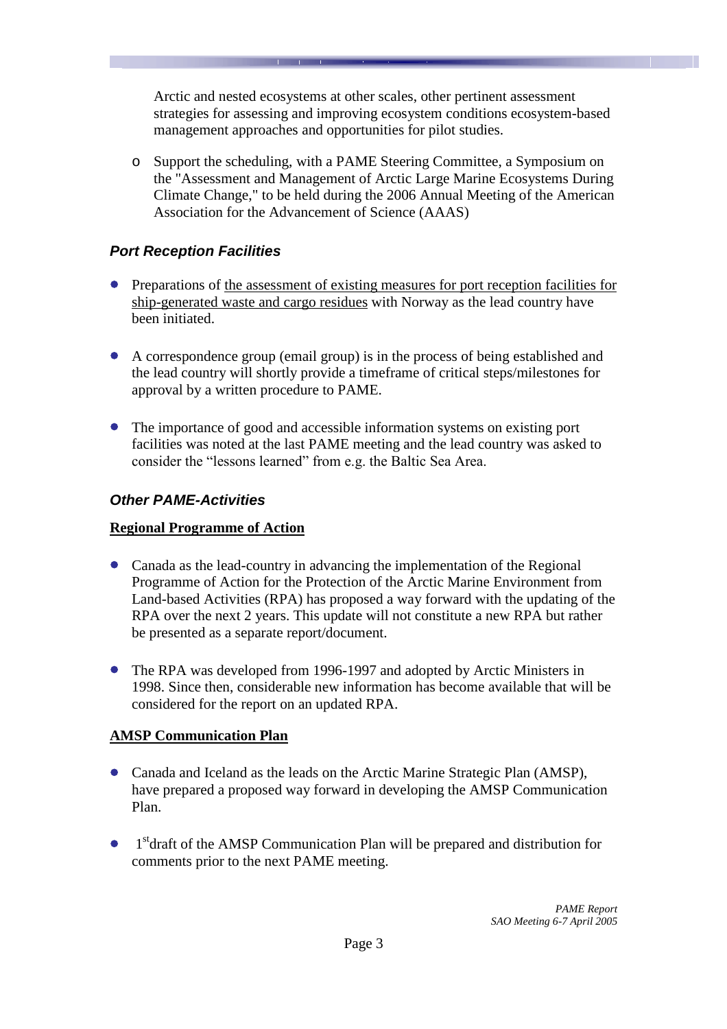Arctic and nested ecosystems at other scales, other pertinent assessment strategies for assessing and improving ecosystem conditions ecosystem-based management approaches and opportunities for pilot studies.

  - Support the scheduling, with a PAME Steering Committee, a Symposium on the "Assessment and Management of Arctic Large Marine Ecosystems During Climate Change," to be held during the 2006 Annual Meeting of the American Association for the Advancement of Science (AAAS)

### *Port Reception Facilities*

- Preparations of <u>the assessment of existing measures for port reception facilities for ship-generated waste and cargo residues</u> with Norway as the lead country have been initiated.

- A correspondence group (email group) is in the process of being established and the lead country will shortly provide a timeframe of critical steps/milestones for approval by a written procedure to PAME.

- The importance of good and accessible information systems on existing port facilities was noted at the last PAME meeting and the lead country was asked to consider the "lessons learned" from e.g. the Baltic Sea Area.

### *Other PAME-Activities*

#### <u>Regional Programme of Action</u>

- Canada as the lead-country in advancing the implementation of the Regional Programme of Action for the Protection of the Arctic Marine Environment from Land-based Activities (RPA) has proposed a way forward with the updating of the RPA over the next 2 years. This update will not constitute a new RPA but rather be presented as a separate report/document.

- The RPA was developed from 1996-1997 and adopted by Arctic Ministers in 1998. Since then, considerable new information has become available that will be considered for the report on an updated RPA.

#### <u>AMSP Communication Plan</u>

- Canada and Iceland as the leads on the Arctic Marine Strategic Plan (AMSP), have prepared a proposed way forward in developing the AMSP Communication Plan.

- 1st draft of the AMSP Communication Plan will be prepared and distribution for comments prior to the next PAME meeting.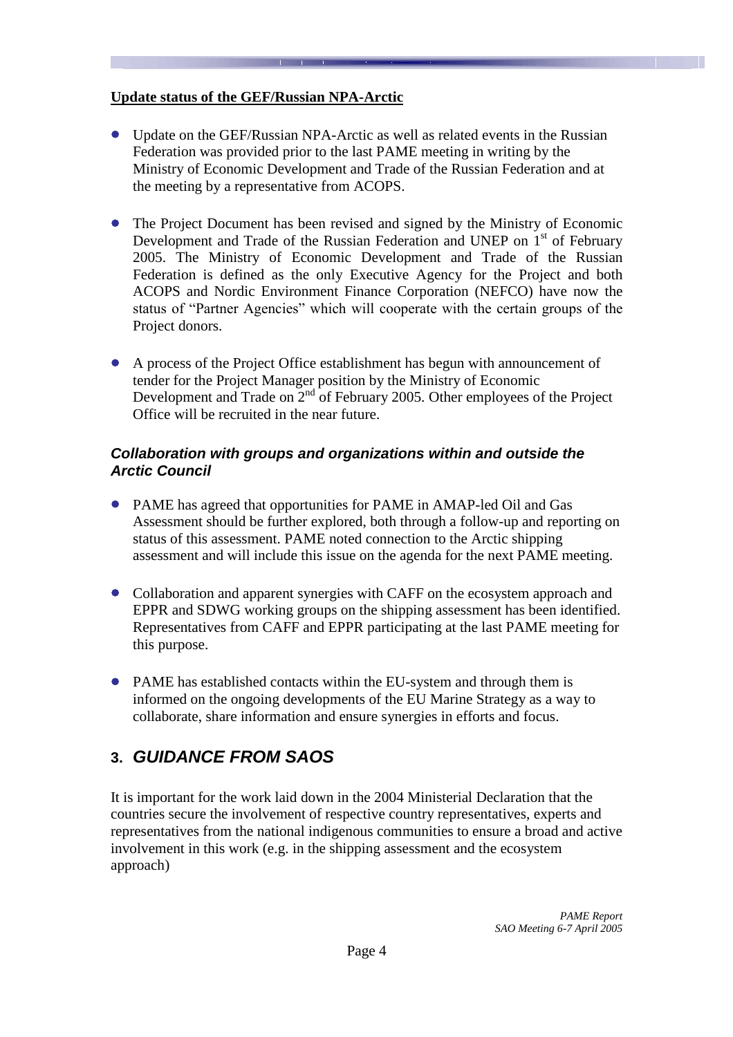**Update status of the GEF/Russian NPA-Arctic**

- Update on the GEF/Russian NPA-Arctic as well as related events in the Russian Federation was provided prior to the last PAME meeting in writing by the Ministry of Economic Development and Trade of the Russian Federation and at the meeting by a representative from ACOPS.

- The Project Document has been revised and signed by the Ministry of Economic Development and Trade of the Russian Federation and UNEP on 1st of February 2005. The Ministry of Economic Development and Trade of the Russian Federation is defined as the only Executive Agency for the Project and both ACOPS and Nordic Environment Finance Corporation (NEFCO) have now the status of "Partner Agencies" which will cooperate with the certain groups of the Project donors.

- A process of the Project Office establishment has begun with announcement of tender for the Project Manager position by the Ministry of Economic Development and Trade on 2nd of February 2005. Other employees of the Project Office will be recruited in the near future.

### *Collaboration with groups and organizations within and outside the Arctic Council*

- PAME has agreed that opportunities for PAME in AMAP-led Oil and Gas Assessment should be further explored, both through a follow-up and reporting on status of this assessment. PAME noted connection to the Arctic shipping assessment and will include this issue on the agenda for the next PAME meeting.

- Collaboration and apparent synergies with CAFF on the ecosystem approach and EPPR and SDWG working groups on the shipping assessment has been identified. Representatives from CAFF and EPPR participating at the last PAME meeting for this purpose.

- PAME has established contacts within the EU-system and through them is informed on the ongoing developments of the EU Marine Strategy as a way to collaborate, share information and ensure synergies in efforts and focus.

## 3. *GUIDANCE FROM SAOS*

It is important for the work laid down in the 2004 Ministerial Declaration that the countries secure the involvement of respective country representatives, experts and representatives from the national indigenous communities to ensure a broad and active involvement in this work (e.g. in the shipping assessment and the ecosystem approach)